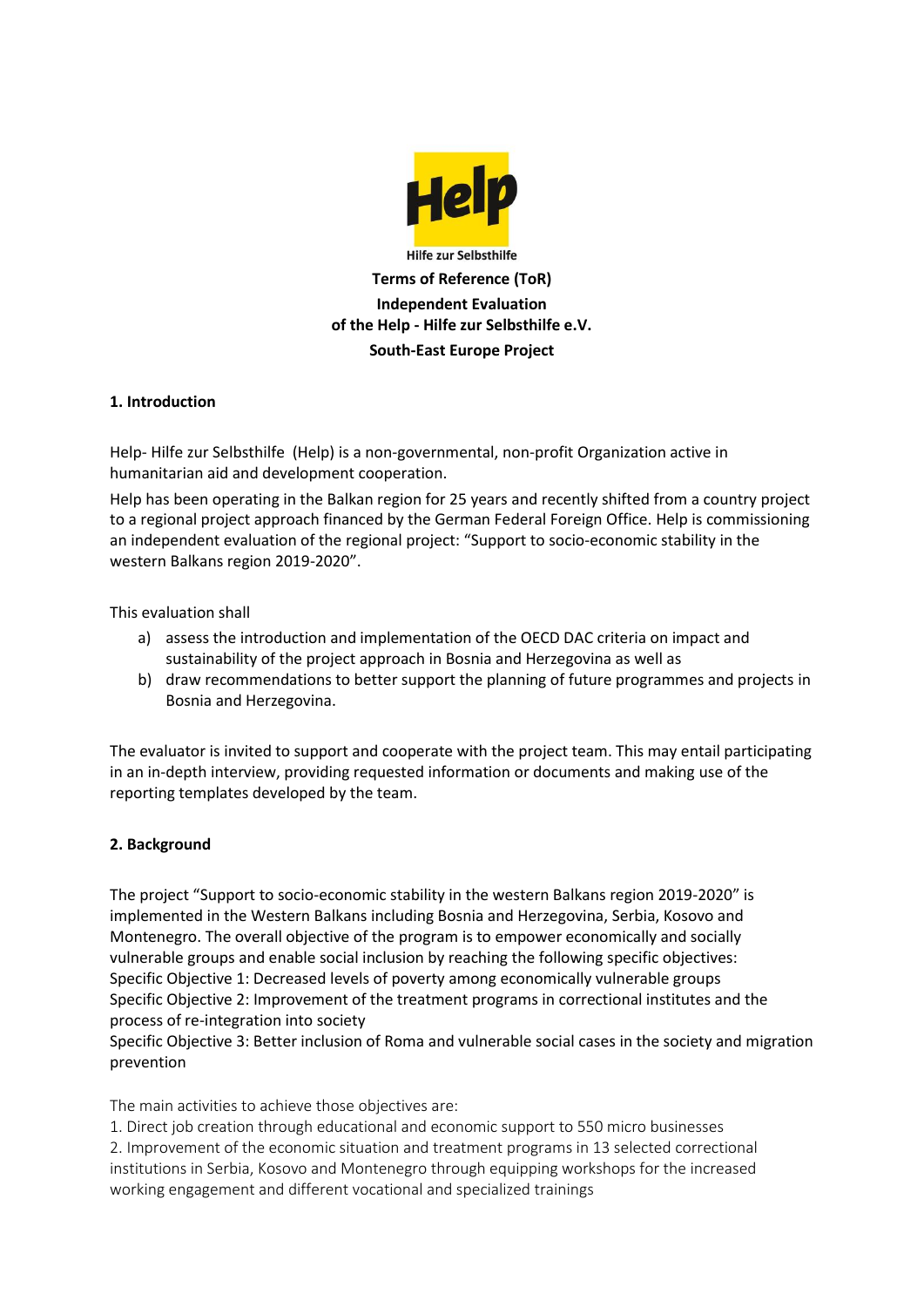Hilfe zur Selbsthilfe

**Terms of Reference (ToR)**

**Independent Evaluation**

**of the Help - Hilfe zur Selbsthilfe e.V.**

**South-East Europe Project**

## 1. Introduction

Help- Hilfe zur Selbsthilfe (Help) is a non-governmental, non-profit Organization active in humanitarian aid and development cooperation.

Help has been operating in the Balkan region for 25 years and recently shifted from a country project to a regional project approach financed by the German Federal Foreign Office. Help is commissioning an independent evaluation of the regional project: "Support to socio-economic stability in the western Balkans region 2019-2020".

This evaluation shall

a) assess the introduction and implementation of the OECD DAC criteria on impact and sustainability of the project approach in Bosnia and Herzegovina as well as
b) draw recommendations to better support the planning of future programmes and projects in Bosnia and Herzegovina.

The evaluator is invited to support and cooperate with the project team. This may entail participating in an in-depth interview, providing requested information or documents and making use of the reporting templates developed by the team.

## 2. Background

The project "Support to socio-economic stability in the western Balkans region 2019-2020" is implemented in the Western Balkans including Bosnia and Herzegovina, Serbia, Kosovo and Montenegro. The overall objective of the program is to empower economically and socially vulnerable groups and enable social inclusion by reaching the following specific objectives:
Specific Objective 1: Decreased levels of poverty among economically vulnerable groups
Specific Objective 2: Improvement of the treatment programs in correctional institutes and the process of re-integration into society
Specific Objective 3: Better inclusion of Roma and vulnerable social cases in the society and migration prevention

The main activities to achieve those objectives are:

1. Direct job creation through educational and economic support to 550 micro businesses
2. Improvement of the economic situation and treatment programs in 13 selected correctional institutions in Serbia, Kosovo and Montenegro through equipping workshops for the increased working engagement and different vocational and specialized trainings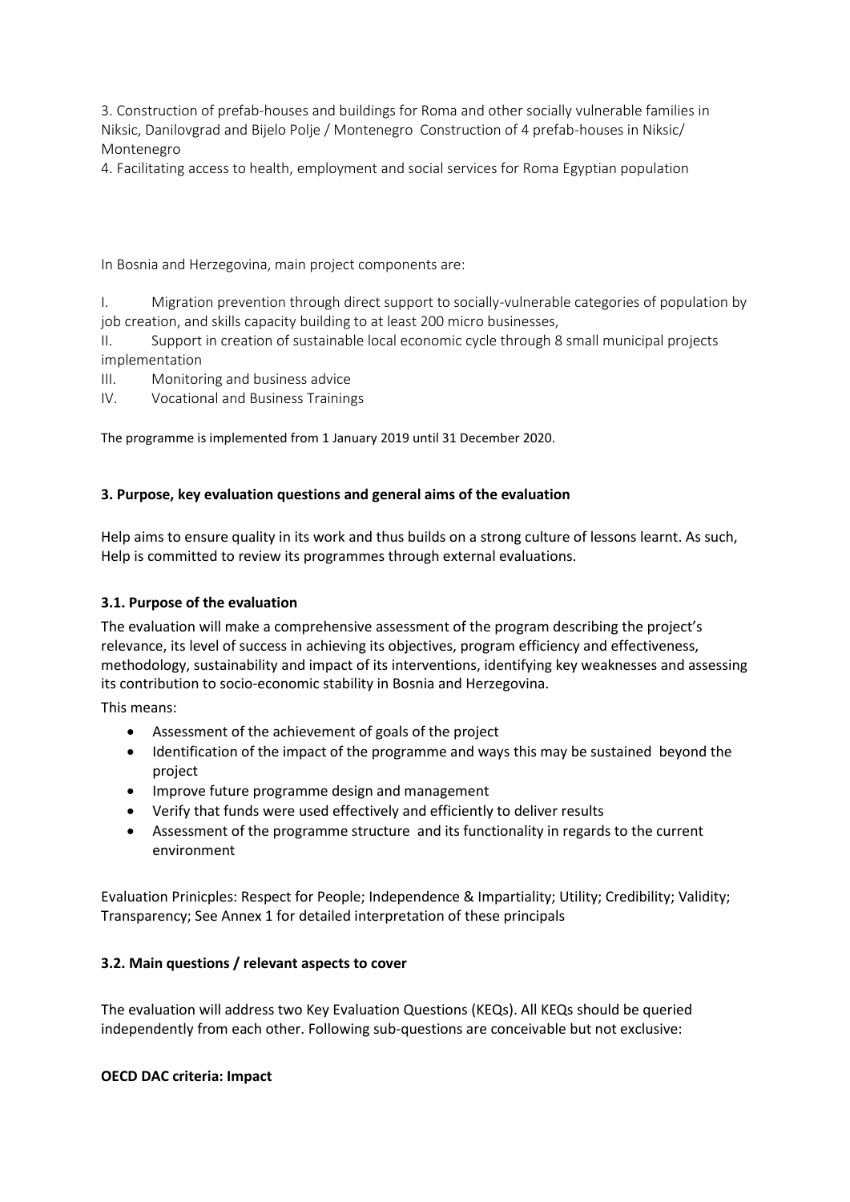3. Construction of prefab-houses and buildings for Roma and other socially vulnerable families in Niksic, Danilovgrad and Bijelo Polje / Montenegro Construction of 4 prefab-houses in Niksic/ Montenegro

4. Facilitating access to health, employment and social services for Roma Egyptian population

In Bosnia and Herzegovina, main project components are:

I. Migration prevention through direct support to socially-vulnerable categories of population by job creation, and skills capacity building to at least 200 micro businesses,

II. Support in creation of sustainable local economic cycle through 8 small municipal projects implementation

III. Monitoring and business advice

IV. Vocational and Business Trainings

The programme is implemented from 1 January 2019 until 31 December 2020.

### 3. Purpose, key evaluation questions and general aims of the evaluation

Help aims to ensure quality in its work and thus builds on a strong culture of lessons learnt. As such, Help is committed to review its programmes through external evaluations.

#### 3.1. Purpose of the evaluation

The evaluation will make a comprehensive assessment of the program describing the project's relevance, its level of success in achieving its objectives, program efficiency and effectiveness, methodology, sustainability and impact of its interventions, identifying key weaknesses and assessing its contribution to socio-economic stability in Bosnia and Herzegovina.

This means:

- Assessment of the achievement of goals of the project
- Identification of the impact of the programme and ways this may be sustained beyond the project
- Improve future programme design and management
- Verify that funds were used effectively and efficiently to deliver results
- Assessment of the programme structure and its functionality in regards to the current environment

Evaluation Prinicples: Respect for People; Independence & Impartiality; Utility; Credibility; Validity; Transparency; See Annex 1 for detailed interpretation of these principals

#### 3.2. Main questions / relevant aspects to cover

The evaluation will address two Key Evaluation Questions (KEQs). All KEQs should be queried independently from each other. Following sub-questions are conceivable but not exclusive:

**OECD DAC criteria: Impact**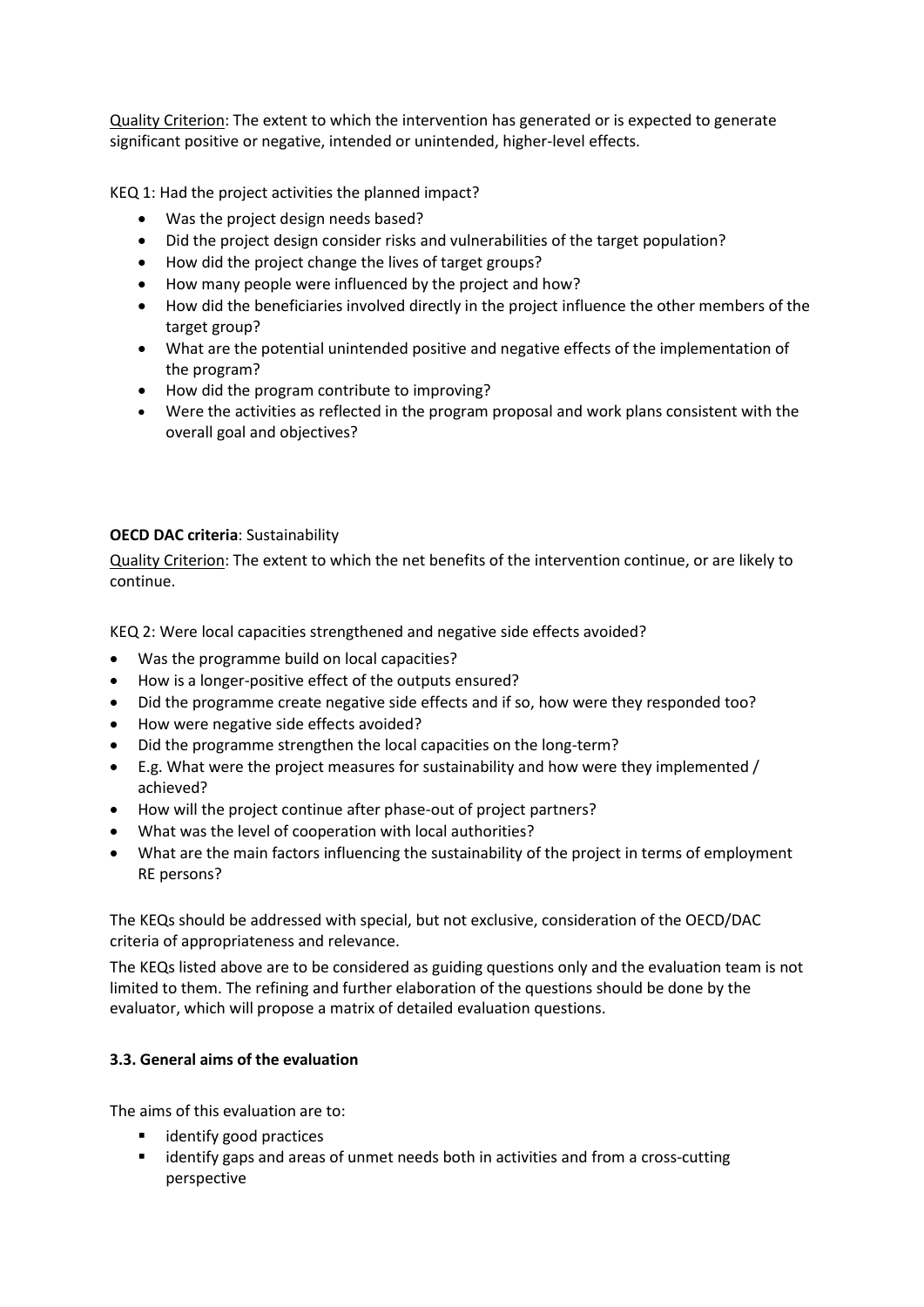Quality Criterion: The extent to which the intervention has generated or is expected to generate significant positive or negative, intended or unintended, higher-level effects.

KEQ 1: Had the project activities the planned impact?

- Was the project design needs based?
- Did the project design consider risks and vulnerabilities of the target population?
- How did the project change the lives of target groups?
- How many people were influenced by the project and how?
- How did the beneficiaries involved directly in the project influence the other members of the target group?
- What are the potential unintended positive and negative effects of the implementation of the program?
- How did the program contribute to improving?
- Were the activities as reflected in the program proposal and work plans consistent with the overall goal and objectives?

**OECD DAC criteria**: Sustainability

Quality Criterion: The extent to which the net benefits of the intervention continue, or are likely to continue.

KEQ 2: Were local capacities strengthened and negative side effects avoided?

- Was the programme build on local capacities?
- How is a longer-positive effect of the outputs ensured?
- Did the programme create negative side effects and if so, how were they responded too?
- How were negative side effects avoided?
- Did the programme strengthen the local capacities on the long-term?
- E.g. What were the project measures for sustainability and how were they implemented / achieved?
- How will the project continue after phase-out of project partners?
- What was the level of cooperation with local authorities?
- What are the main factors influencing the sustainability of the project in terms of employment RE persons?

The KEQs should be addressed with special, but not exclusive, consideration of the OECD/DAC criteria of appropriateness and relevance.

The KEQs listed above are to be considered as guiding questions only and the evaluation team is not limited to them. The refining and further elaboration of the questions should be done by the evaluator, which will propose a matrix of detailed evaluation questions.

### 3.3. General aims of the evaluation

The aims of this evaluation are to:

- identify good practices
- identify gaps and areas of unmet needs both in activities and from a cross-cutting perspective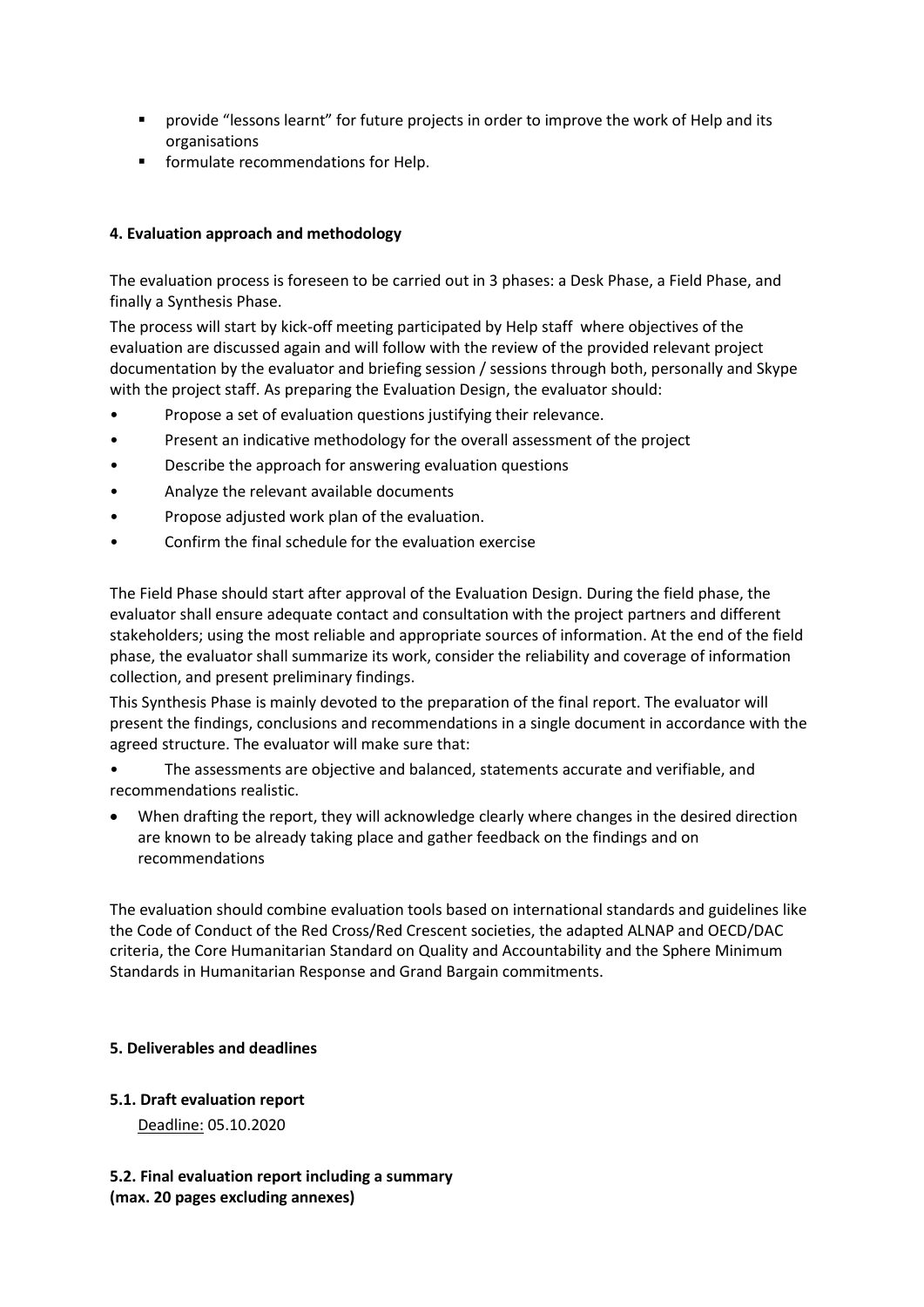- provide "lessons learnt" for future projects in order to improve the work of Help and its organisations
- formulate recommendations for Help.

#### 4. Evaluation approach and methodology

The evaluation process is foreseen to be carried out in 3 phases: a Desk Phase, a Field Phase, and finally a Synthesis Phase.

The process will start by kick-off meeting participated by Help staff where objectives of the evaluation are discussed again and will follow with the review of the provided relevant project documentation by the evaluator and briefing session / sessions through both, personally and Skype with the project staff. As preparing the Evaluation Design, the evaluator should:

- Propose a set of evaluation questions justifying their relevance.
- Present an indicative methodology for the overall assessment of the project
- Describe the approach for answering evaluation questions
- Analyze the relevant available documents
- Propose adjusted work plan of the evaluation.
- Confirm the final schedule for the evaluation exercise

The Field Phase should start after approval of the Evaluation Design. During the field phase, the evaluator shall ensure adequate contact and consultation with the project partners and different stakeholders; using the most reliable and appropriate sources of information. At the end of the field phase, the evaluator shall summarize its work, consider the reliability and coverage of information collection, and present preliminary findings.

This Synthesis Phase is mainly devoted to the preparation of the final report. The evaluator will present the findings, conclusions and recommendations in a single document in accordance with the agreed structure. The evaluator will make sure that:

- The assessments are objective and balanced, statements accurate and verifiable, and recommendations realistic.
- When drafting the report, they will acknowledge clearly where changes in the desired direction are known to be already taking place and gather feedback on the findings and on recommendations

The evaluation should combine evaluation tools based on international standards and guidelines like the Code of Conduct of the Red Cross/Red Crescent societies, the adapted ALNAP and OECD/DAC criteria, the Core Humanitarian Standard on Quality and Accountability and the Sphere Minimum Standards in Humanitarian Response and Grand Bargain commitments.

#### 5. Deliverables and deadlines

##### 5.1. Draft evaluation report

Deadline: 05.10.2020

##### 5.2. Final evaluation report including a summary (max. 20 pages excluding annexes)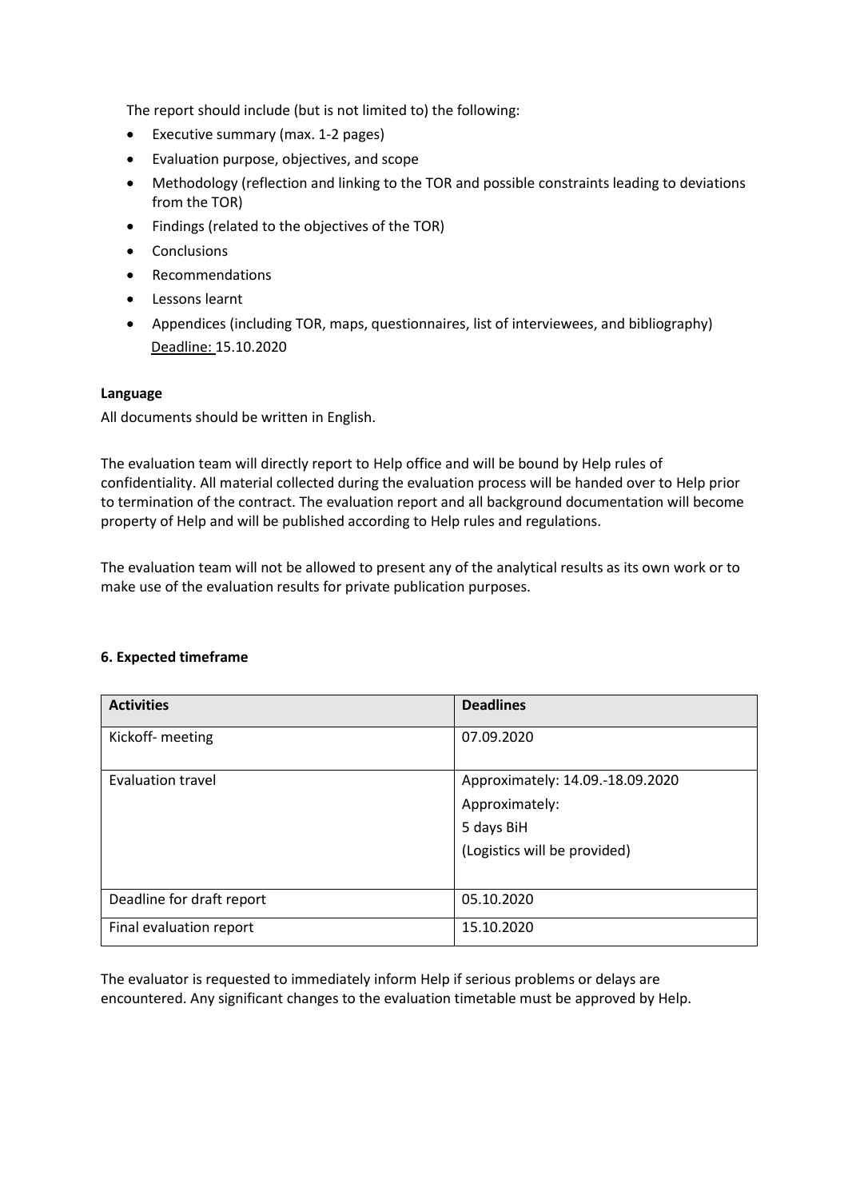The report should include (but is not limited to) the following:

- Executive summary (max. 1-2 pages)
- Evaluation purpose, objectives, and scope
- Methodology (reflection and linking to the TOR and possible constraints leading to deviations from the TOR)
- Findings (related to the objectives of the TOR)
- Conclusions
- Recommendations
- Lessons learnt
- Appendices (including TOR, maps, questionnaires, list of interviewees, and bibliography)
  Deadline: 15.10.2020

**Language**

All documents should be written in English.

The evaluation team will directly report to Help office and will be bound by Help rules of confidentiality. All material collected during the evaluation process will be handed over to Help prior to termination of the contract. The evaluation report and all background documentation will become property of Help and will be published according to Help rules and regulations.

The evaluation team will not be allowed to present any of the analytical results as its own work or to make use of the evaluation results for private publication purposes.

**6. Expected timeframe**

| Activities | Deadlines |
|---|---|
| Kickoff- meeting | 07.09.2020 |
| Evaluation travel | Approximately: 14.09.-18.09.2020<br>Approximately:<br>5 days BiH<br>(Logistics will be provided) |
| Deadline for draft report | 05.10.2020 |
| Final evaluation report | 15.10.2020 |

The evaluator is requested to immediately inform Help if serious problems or delays are encountered. Any significant changes to the evaluation timetable must be approved by Help.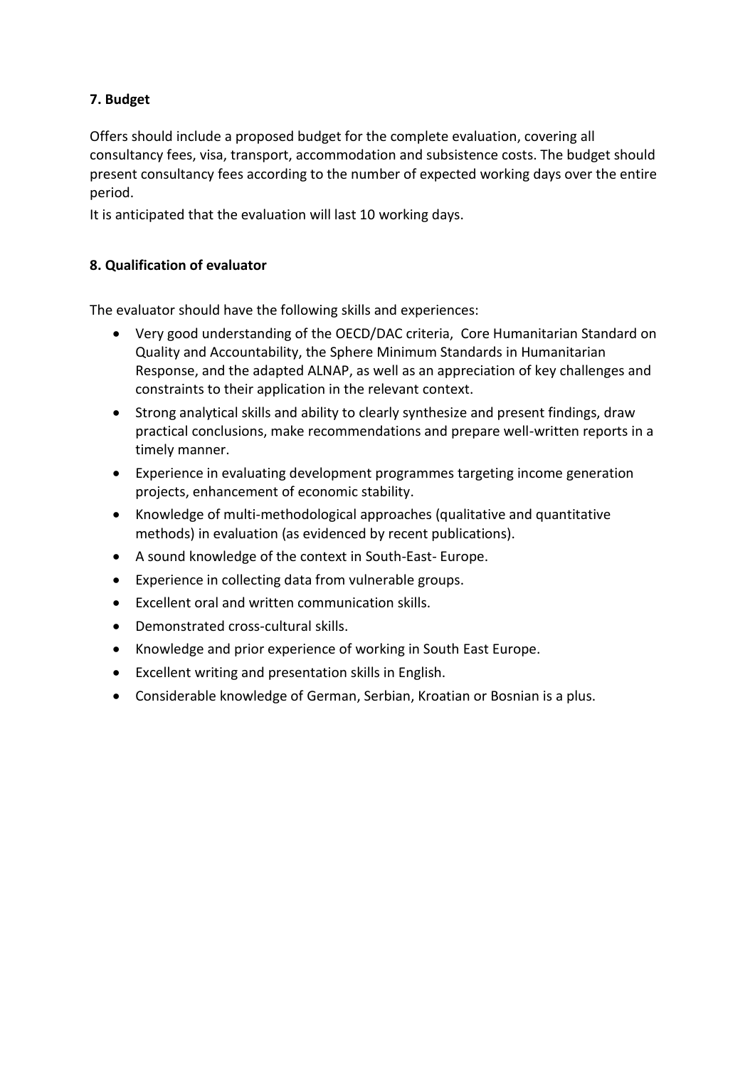**7. Budget**

Offers should include a proposed budget for the complete evaluation, covering all consultancy fees, visa, transport, accommodation and subsistence costs. The budget should present consultancy fees according to the number of expected working days over the entire period.
It is anticipated that the evaluation will last 10 working days.

**8. Qualification of evaluator**

The evaluator should have the following skills and experiences:

- Very good understanding of the OECD/DAC criteria, Core Humanitarian Standard on Quality and Accountability, the Sphere Minimum Standards in Humanitarian Response, and the adapted ALNAP, as well as an appreciation of key challenges and constraints to their application in the relevant context.
- Strong analytical skills and ability to clearly synthesize and present findings, draw practical conclusions, make recommendations and prepare well-written reports in a timely manner.
- Experience in evaluating development programmes targeting income generation projects, enhancement of economic stability.
- Knowledge of multi-methodological approaches (qualitative and quantitative methods) in evaluation (as evidenced by recent publications).
- A sound knowledge of the context in South-East- Europe.
- Experience in collecting data from vulnerable groups.
- Excellent oral and written communication skills.
- Demonstrated cross-cultural skills.
- Knowledge and prior experience of working in South East Europe.
- Excellent writing and presentation skills in English.
- Considerable knowledge of German, Serbian, Kroatian or Bosnian is a plus.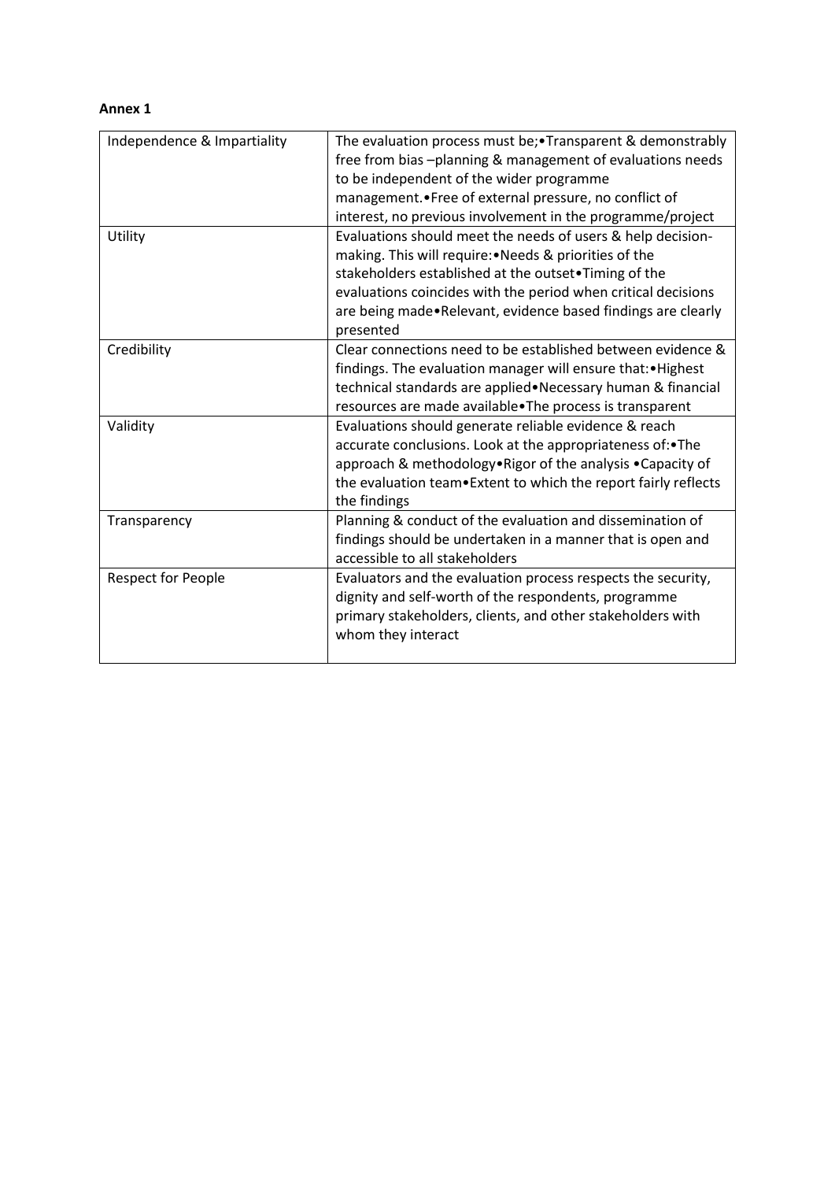**Annex 1**

| | |
|---|---|
| Independence & Impartiality | The evaluation process must be;•Transparent & demonstrably free from bias –planning & management of evaluations needs to be independent of the wider programme management.•Free of external pressure, no conflict of interest, no previous involvement in the programme/project |
| Utility | Evaluations should meet the needs of users & help decision-making. This will require:•Needs & priorities of the stakeholders established at the outset•Timing of the evaluations coincides with the period when critical decisions are being made•Relevant, evidence based findings are clearly presented |
| Credibility | Clear connections need to be established between evidence & findings. The evaluation manager will ensure that:•Highest technical standards are applied•Necessary human & financial resources are made available•The process is transparent |
| Validity | Evaluations should generate reliable evidence & reach accurate conclusions. Look at the appropriateness of:•The approach & methodology•Rigor of the analysis •Capacity of the evaluation team•Extent to which the report fairly reflects the findings |
| Transparency | Planning & conduct of the evaluation and dissemination of findings should be undertaken in a manner that is open and accessible to all stakeholders |
| Respect for People | Evaluators and the evaluation process respects the security, dignity and self-worth of the respondents, programme primary stakeholders, clients, and other stakeholders with whom they interact |